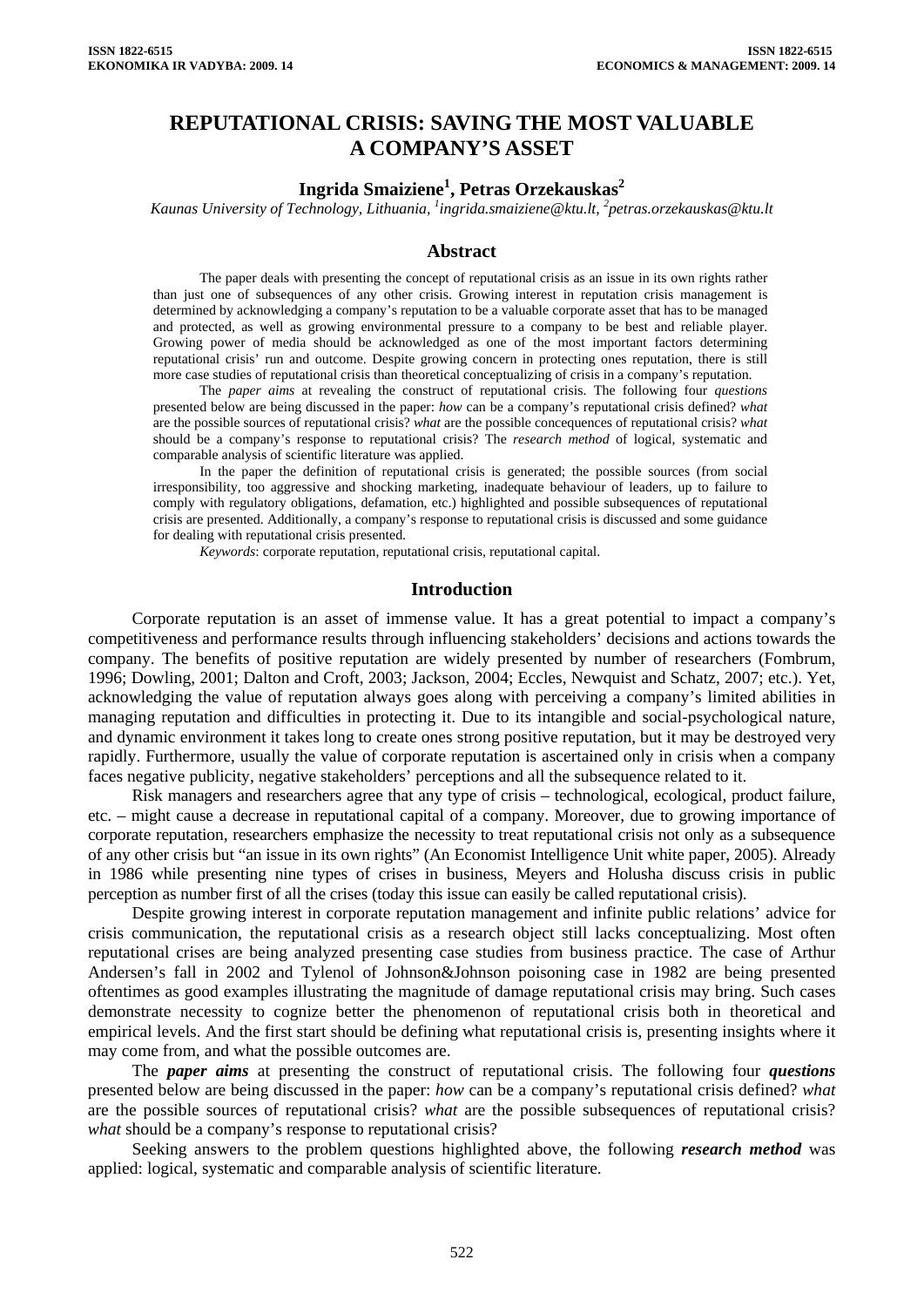# REPUTATIONAL CRISIS: SAVING THE MOST VALUABLE A COMPANY'S ASSET

**Ingrida Smaiziene[1], Petras Orzekauskas[2]**

*Kaunas University of Technology, Lithuania, [1]ingrida.smaiziene@ktu.lt, [2]petras.orzekauskas@ktu.lt*

## Abstract

The paper deals with presenting the concept of reputational crisis as an issue in its own rights rather than just one of subsequences of any other crisis. Growing interest in reputation crisis management is determined by acknowledging a company's reputation to be a valuable corporate asset that has to be managed and protected, as well as growing environmental pressure to a company to be best and reliable player. Growing power of media should be acknowledged as one of the most important factors determining reputational crisis' run and outcome. Despite growing concern in protecting ones reputation, there is still more case studies of reputational crisis than theoretical conceptualizing of crisis in a company's reputation.

The *paper aims* at revealing the construct of reputational crisis. The following four *questions* presented below are being discussed in the paper: *how* can be a company's reputational crisis defined? *what* are the possible sources of reputational crisis? *what* are the possible concequences of reputational crisis? *what* should be a company's response to reputational crisis? The *research method* of logical, systematic and comparable analysis of scientific literature was applied.

In the paper the definition of reputational crisis is generated; the possible sources (from social irresponsibility, too aggressive and shocking marketing, inadequate behaviour of leaders, up to failure to comply with regulatory obligations, defamation, etc.) highlighted and possible subsequences of reputational crisis are presented. Additionally, a company's response to reputational crisis is discussed and some guidance for dealing with reputational crisis presented.

*Keywords*: corporate reputation, reputational crisis, reputational capital.

## Introduction

Corporate reputation is an asset of immense value. It has a great potential to impact a company's competitiveness and performance results through influencing stakeholders' decisions and actions towards the company. The benefits of positive reputation are widely presented by number of researchers (Fombrum, 1996; Dowling, 2001; Dalton and Croft, 2003; Jackson, 2004; Eccles, Newquist and Schatz, 2007; etc.). Yet, acknowledging the value of reputation always goes along with perceiving a company's limited abilities in managing reputation and difficulties in protecting it. Due to its intangible and social-psychological nature, and dynamic environment it takes long to create ones strong positive reputation, but it may be destroyed very rapidly. Furthermore, usually the value of corporate reputation is ascertained only in crisis when a company faces negative publicity, negative stakeholders' perceptions and all the subsequence related to it.

Risk managers and researchers agree that any type of crisis – technological, ecological, product failure, etc. – might cause a decrease in reputational capital of a company. Moreover, due to growing importance of corporate reputation, researchers emphasize the necessity to treat reputational crisis not only as a subsequence of any other crisis but "an issue in its own rights" (An Economist Intelligence Unit white paper, 2005). Already in 1986 while presenting nine types of crises in business, Meyers and Holusha discuss crisis in public perception as number first of all the crises (today this issue can easily be called reputational crisis).

Despite growing interest in corporate reputation management and infinite public relations' advice for crisis communication, the reputational crisis as a research object still lacks conceptualizing. Most often reputational crises are being analyzed presenting case studies from business practice. The case of Arthur Andersen's fall in 2002 and Tylenol of Johnson&Johnson poisoning case in 1982 are being presented oftentimes as good examples illustrating the magnitude of damage reputational crisis may bring. Such cases demonstrate necessity to cognize better the phenomenon of reputational crisis both in theoretical and empirical levels. And the first start should be defining what reputational crisis is, presenting insights where it may come from, and what the possible outcomes are.

The ***paper aims*** at presenting the construct of reputational crisis. The following four ***questions*** presented below are being discussed in the paper: *how* can be a company's reputational crisis defined? *what* are the possible sources of reputational crisis? *what* are the possible subsequences of reputational crisis? *what* should be a company's response to reputational crisis?

Seeking answers to the problem questions highlighted above, the following ***research method*** was applied: logical, systematic and comparable analysis of scientific literature.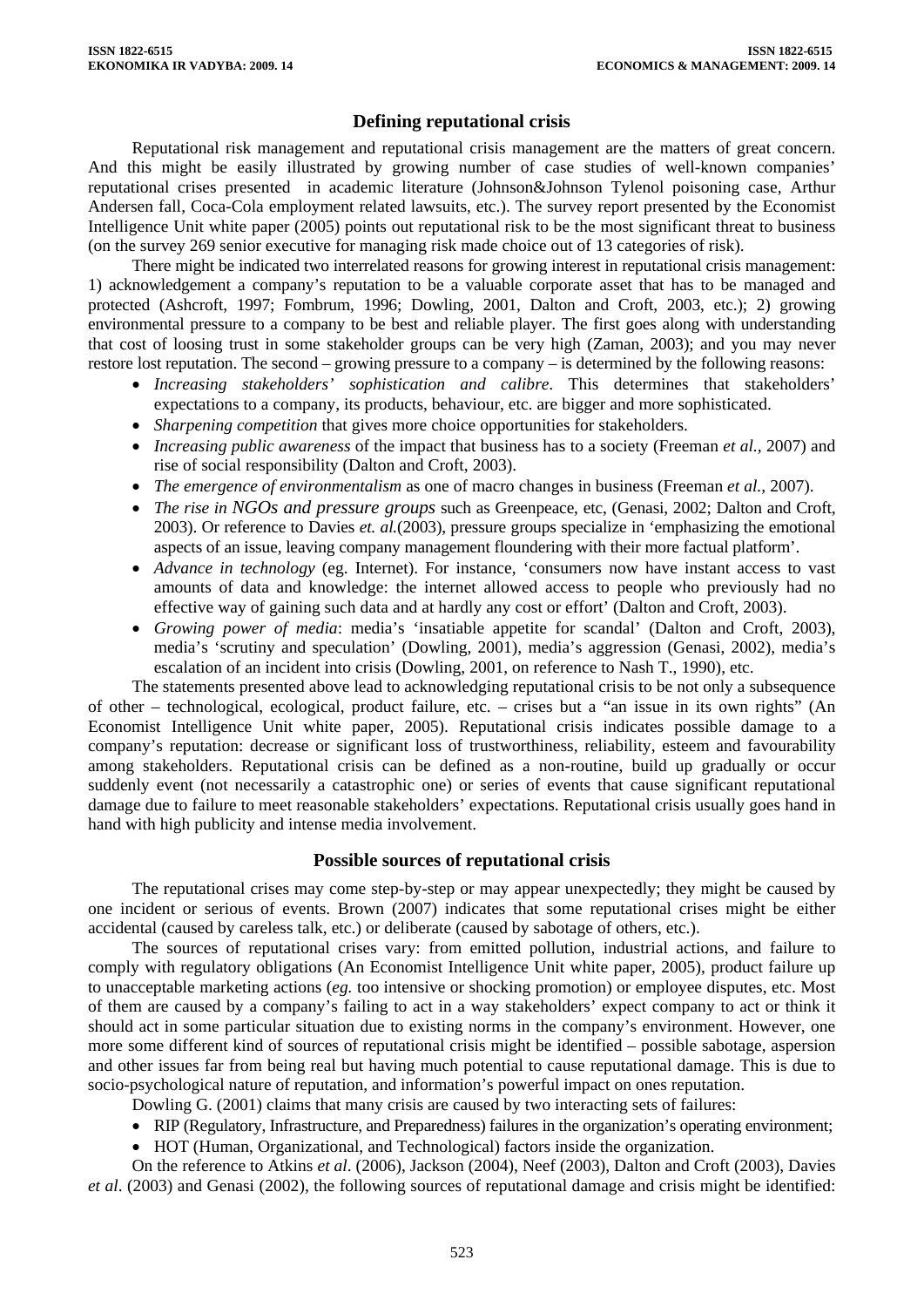## Defining reputational crisis

Reputational risk management and reputational crisis management are the matters of great concern. And this might be easily illustrated by growing number of case studies of well-known companies' reputational crises presented in academic literature (Johnson&Johnson Tylenol poisoning case, Arthur Andersen fall, Coca-Cola employment related lawsuits, etc.). The survey report presented by the Economist Intelligence Unit white paper (2005) points out reputational risk to be the most significant threat to business (on the survey 269 senior executive for managing risk made choice out of 13 categories of risk).

There might be indicated two interrelated reasons for growing interest in reputational crisis management: 1) acknowledgement a company's reputation to be a valuable corporate asset that has to be managed and protected (Ashcroft, 1997; Fombrum, 1996; Dowling, 2001, Dalton and Croft, 2003, etc.); 2) growing environmental pressure to a company to be best and reliable player. The first goes along with understanding that cost of loosing trust in some stakeholder groups can be very high (Zaman, 2003); and you may never restore lost reputation. The second – growing pressure to a company – is determined by the following reasons:

- *Increasing stakeholders' sophistication and calibre*. This determines that stakeholders' expectations to a company, its products, behaviour, etc. are bigger and more sophisticated.
- *Sharpening competition* that gives more choice opportunities for stakeholders.
- *Increasing public awareness* of the impact that business has to a society (Freeman *et al.*, 2007) and rise of social responsibility (Dalton and Croft, 2003).
- *The emergence of environmentalism* as one of macro changes in business (Freeman *et al.*, 2007).
- *The rise in NGOs and pressure groups* such as Greenpeace, etc, (Genasi, 2002; Dalton and Croft, 2003). Or reference to Davies *et. al.*(2003), pressure groups specialize in 'emphasizing the emotional aspects of an issue, leaving company management floundering with their more factual platform'.
- *Advance in technology* (eg. Internet). For instance, 'consumers now have instant access to vast amounts of data and knowledge: the internet allowed access to people who previously had no effective way of gaining such data and at hardly any cost or effort' (Dalton and Croft, 2003).
- *Growing power of media*: media's 'insatiable appetite for scandal' (Dalton and Croft, 2003), media's 'scrutiny and speculation' (Dowling, 2001), media's aggression (Genasi, 2002), media's escalation of an incident into crisis (Dowling, 2001, on reference to Nash T., 1990), etc.

The statements presented above lead to acknowledging reputational crisis to be not only a subsequence of other – technological, ecological, product failure, etc. – crises but a "an issue in its own rights" (An Economist Intelligence Unit white paper, 2005). Reputational crisis indicates possible damage to a company's reputation: decrease or significant loss of trustworthiness, reliability, esteem and favourability among stakeholders. Reputational crisis can be defined as a non-routine, build up gradually or occur suddenly event (not necessarily a catastrophic one) or series of events that cause significant reputational damage due to failure to meet reasonable stakeholders' expectations. Reputational crisis usually goes hand in hand with high publicity and intense media involvement.

## Possible sources of reputational crisis

The reputational crises may come step-by-step or may appear unexpectedly; they might be caused by one incident or serious of events. Brown (2007) indicates that some reputational crises might be either accidental (caused by careless talk, etc.) or deliberate (caused by sabotage of others, etc.).

The sources of reputational crises vary: from emitted pollution, industrial actions, and failure to comply with regulatory obligations (An Economist Intelligence Unit white paper, 2005), product failure up to unacceptable marketing actions (*eg.* too intensive or shocking promotion) or employee disputes, etc. Most of them are caused by a company's failing to act in a way stakeholders' expect company to act or think it should act in some particular situation due to existing norms in the company's environment. However, one more some different kind of sources of reputational crisis might be identified – possible sabotage, aspersion and other issues far from being real but having much potential to cause reputational damage. This is due to socio-psychological nature of reputation, and information's powerful impact on ones reputation.

Dowling G. (2001) claims that many crisis are caused by two interacting sets of failures:

- RIP (Regulatory, Infrastructure, and Preparedness) failures in the organization's operating environment;
- HOT (Human, Organizational, and Technological) factors inside the organization.

On the reference to Atkins *et al*. (2006), Jackson (2004), Neef (2003), Dalton and Croft (2003), Davies *et al*. (2003) and Genasi (2002), the following sources of reputational damage and crisis might be identified: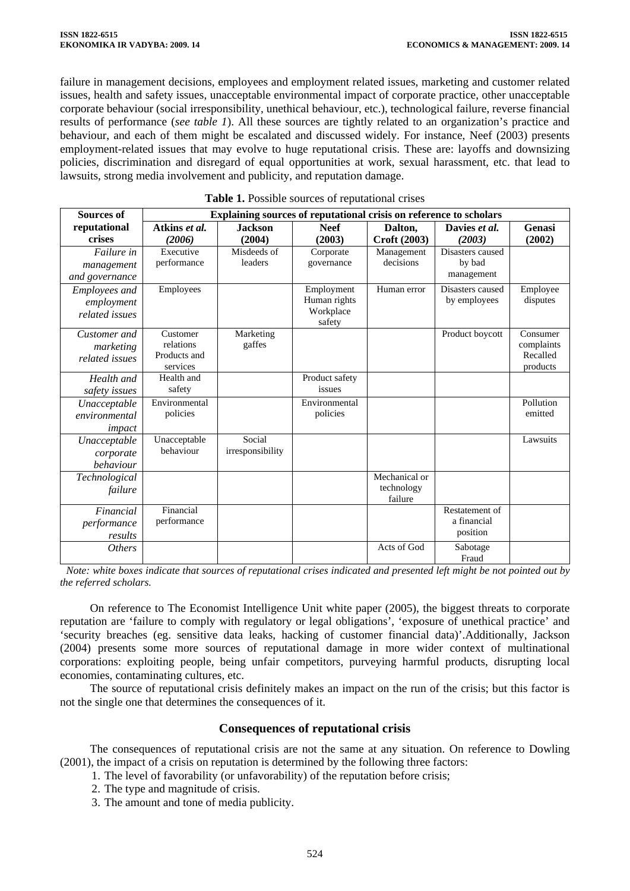failure in management decisions, employees and employment related issues, marketing and customer related issues, health and safety issues, unacceptable environmental impact of corporate practice, other unacceptable corporate behaviour (social irresponsibility, unethical behaviour, etc.), technological failure, reverse financial results of performance (*see table 1*). All these sources are tightly related to an organization's practice and behaviour, and each of them might be escalated and discussed widely. For instance, Neef (2003) presents employment-related issues that may evolve to huge reputational crisis. These are: layoffs and downsizing policies, discrimination and disregard of equal opportunities at work, sexual harassment, etc. that lead to lawsuits, strong media involvement and publicity, and reputation damage.

**Table 1.** Possible sources of reputational crises

| Sources of reputational crises | Explaining sources of reputational crisis on reference to scholars | | | | | |
|---|---|---|---|---|---|---|
| | **Atkins *et al.* (2006)** | **Jackson (2004)** | **Neef (2003)** | **Dalton, Croft (2003)** | **Davies *et al.* (2003)** | **Genasi (2002)** |
| *Failure in management and governance* | Executive performance | Misdeeds of leaders | Corporate governance | Management decisions | Disasters caused by bad management | |
| *Employees and employment related issues* | Employees | | Employment Human rights Workplace safety | Human error | Disasters caused by employees | Employee disputes |
| *Customer and marketing related issues* | Customer relations Products and services | Marketing gaffes | | | Product boycott | Consumer complaints Recalled products |
| *Health and safety issues* | Health and safety | | Product safety issues | | | |
| *Unacceptable environmental impact* | Environmental policies | | Environmental policies | | | Pollution emitted |
| *Unacceptable corporate behaviour* | Unacceptable behaviour | Social irresponsibility | | | | Lawsuits |
| *Technological failure* | | | | Mechanical or technology failure | | |
| *Financial performance results* | Financial performance | | | | Restatement of a financial position | |
| *Others* | | | | Acts of God | Sabotage Fraud | |

*Note: white boxes indicate that sources of reputational crises indicated and presented left might be not pointed out by the referred scholars.*

On reference to The Economist Intelligence Unit white paper (2005), the biggest threats to corporate reputation are 'failure to comply with regulatory or legal obligations', 'exposure of unethical practice' and 'security breaches (eg. sensitive data leaks, hacking of customer financial data)'.Additionally, Jackson (2004) presents some more sources of reputational damage in more wider context of multinational corporations: exploiting people, being unfair competitors, purveying harmful products, disrupting local economies, contaminating cultures, etc.

The source of reputational crisis definitely makes an impact on the run of the crisis; but this factor is not the single one that determines the consequences of it.

## Consequences of reputational crisis

The consequences of reputational crisis are not the same at any situation. On reference to Dowling (2001), the impact of a crisis on reputation is determined by the following three factors:

1. The level of favorability (or unfavorability) of the reputation before crisis;
2. The type and magnitude of crisis.
3. The amount and tone of media publicity.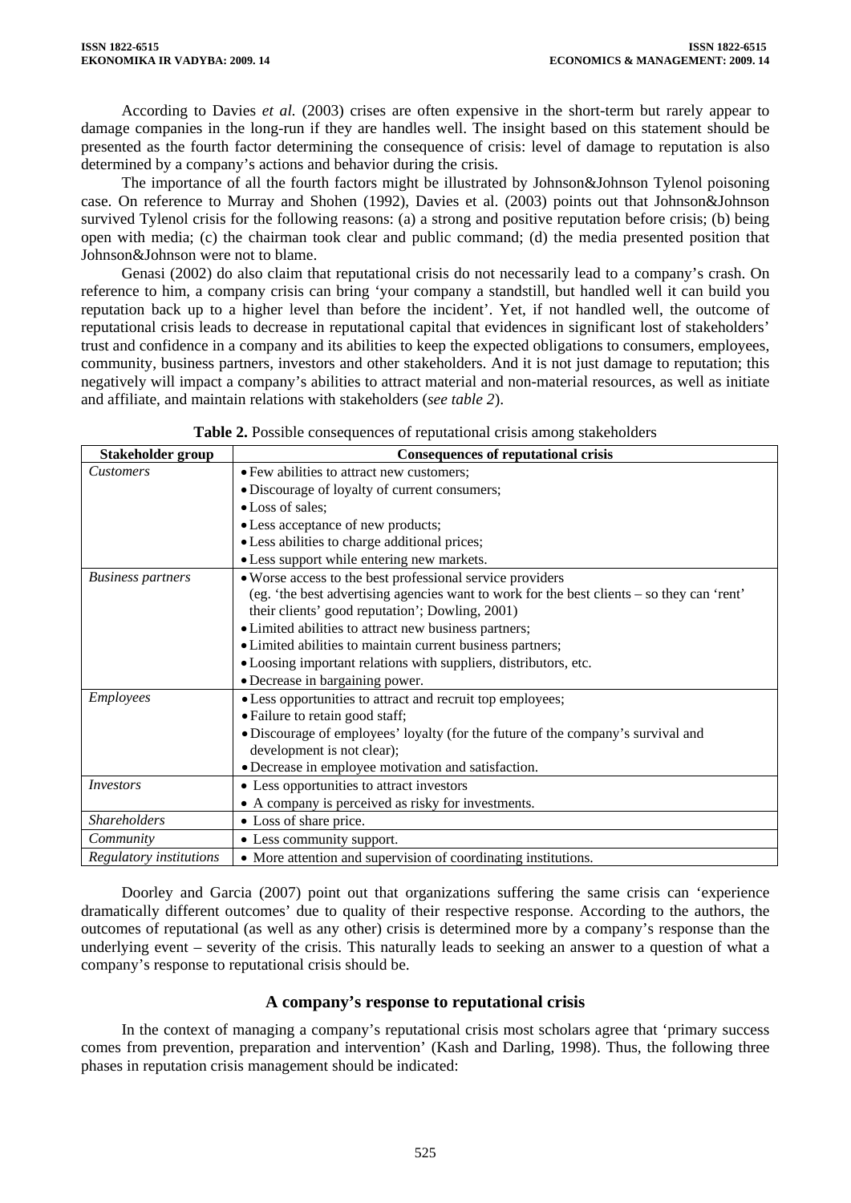According to Davies *et al.* (2003) crises are often expensive in the short-term but rarely appear to damage companies in the long-run if they are handles well. The insight based on this statement should be presented as the fourth factor determining the consequence of crisis: level of damage to reputation is also determined by a company's actions and behavior during the crisis.

The importance of all the fourth factors might be illustrated by Johnson&Johnson Tylenol poisoning case. On reference to Murray and Shohen (1992), Davies et al. (2003) points out that Johnson&Johnson survived Tylenol crisis for the following reasons: (a) a strong and positive reputation before crisis; (b) being open with media; (c) the chairman took clear and public command; (d) the media presented position that Johnson&Johnson were not to blame.

Genasi (2002) do also claim that reputational crisis do not necessarily lead to a company's crash. On reference to him, a company crisis can bring 'your company a standstill, but handled well it can build you reputation back up to a higher level than before the incident'. Yet, if not handled well, the outcome of reputational crisis leads to decrease in reputational capital that evidences in significant lost of stakeholders' trust and confidence in a company and its abilities to keep the expected obligations to consumers, employees, community, business partners, investors and other stakeholders. And it is not just damage to reputation; this negatively will impact a company's abilities to attract material and non-material resources, as well as initiate and affiliate, and maintain relations with stakeholders (*see table 2*).

**Table 2.** Possible consequences of reputational crisis among stakeholders

| Stakeholder group | Consequences of reputational crisis |
|---|---|
| *Customers* | • Few abilities to attract new customers;<br>• Discourage of loyalty of current consumers;<br>• Loss of sales;<br>• Less acceptance of new products;<br>• Less abilities to charge additional prices;<br>• Less support while entering new markets. |
| *Business partners* | • Worse access to the best professional service providers (eg. 'the best advertising agencies want to work for the best clients – so they can 'rent' their clients' good reputation'; Dowling, 2001)<br>• Limited abilities to attract new business partners;<br>• Limited abilities to maintain current business partners;<br>• Loosing important relations with suppliers, distributors, etc.<br>• Decrease in bargaining power. |
| *Employees* | • Less opportunities to attract and recruit top employees;<br>• Failure to retain good staff;<br>• Discourage of employees' loyalty (for the future of the company's survival and development is not clear);<br>• Decrease in employee motivation and satisfaction. |
| *Investors* | • Less opportunities to attract investors<br>• A company is perceived as risky for investments. |
| *Shareholders* | • Loss of share price. |
| *Community* | • Less community support. |
| *Regulatory institutions* | • More attention and supervision of coordinating institutions. |

Doorley and Garcia (2007) point out that organizations suffering the same crisis can 'experience dramatically different outcomes' due to quality of their respective response. According to the authors, the outcomes of reputational (as well as any other) crisis is determined more by a company's response than the underlying event – severity of the crisis. This naturally leads to seeking an answer to a question of what a company's response to reputational crisis should be.

## A company's response to reputational crisis

In the context of managing a company's reputational crisis most scholars agree that 'primary success comes from prevention, preparation and intervention' (Kash and Darling, 1998). Thus, the following three phases in reputation crisis management should be indicated: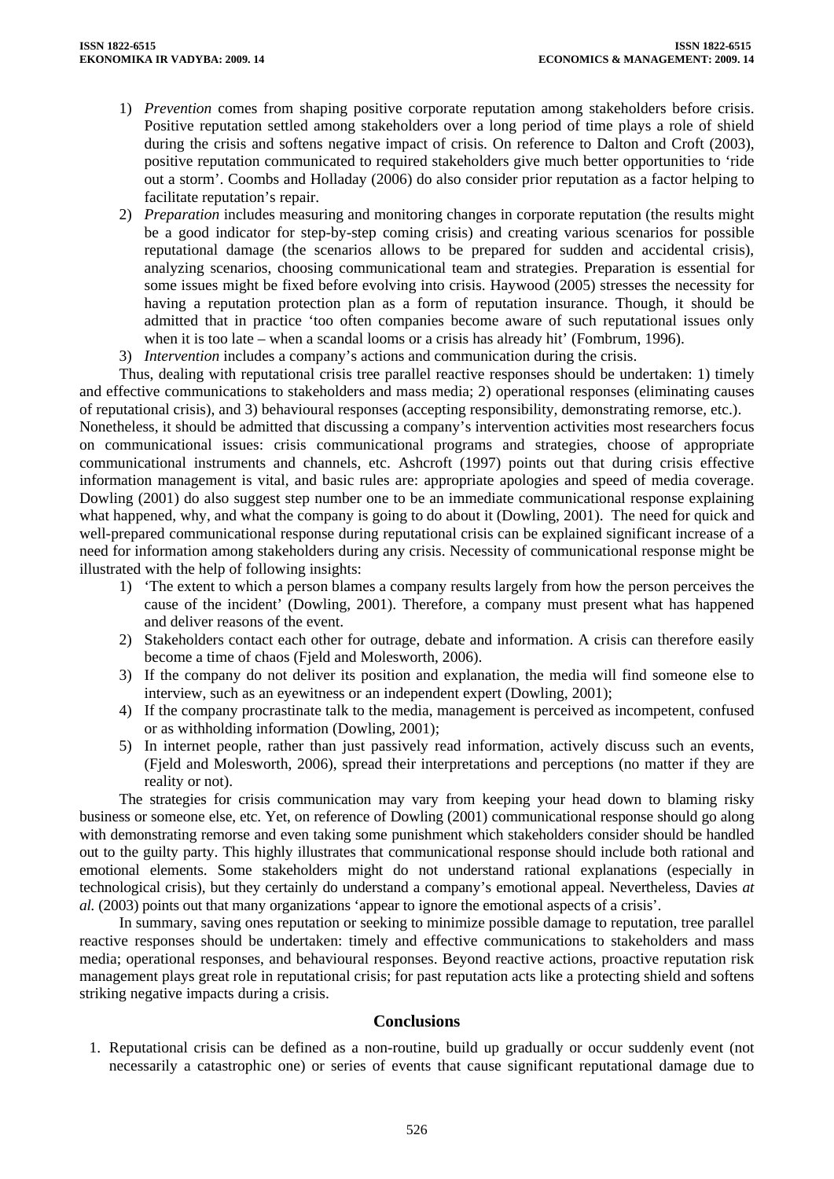1) *Prevention* comes from shaping positive corporate reputation among stakeholders before crisis. Positive reputation settled among stakeholders over a long period of time plays a role of shield during the crisis and softens negative impact of crisis. On reference to Dalton and Croft (2003), positive reputation communicated to required stakeholders give much better opportunities to 'ride out a storm'. Coombs and Holladay (2006) do also consider prior reputation as a factor helping to facilitate reputation's repair.
2) *Preparation* includes measuring and monitoring changes in corporate reputation (the results might be a good indicator for step-by-step coming crisis) and creating various scenarios for possible reputational damage (the scenarios allows to be prepared for sudden and accidental crisis), analyzing scenarios, choosing communicational team and strategies. Preparation is essential for some issues might be fixed before evolving into crisis. Haywood (2005) stresses the necessity for having a reputation protection plan as a form of reputation insurance. Though, it should be admitted that in practice 'too often companies become aware of such reputational issues only when it is too late – when a scandal looms or a crisis has already hit' (Fombrum, 1996).
3) *Intervention* includes a company's actions and communication during the crisis.

Thus, dealing with reputational crisis tree parallel reactive responses should be undertaken: 1) timely and effective communications to stakeholders and mass media; 2) operational responses (eliminating causes of reputational crisis), and 3) behavioural responses (accepting responsibility, demonstrating remorse, etc.). Nonetheless, it should be admitted that discussing a company's intervention activities most researchers focus on communicational issues: crisis communicational programs and strategies, choose of appropriate communicational instruments and channels, etc. Ashcroft (1997) points out that during crisis effective information management is vital, and basic rules are: appropriate apologies and speed of media coverage. Dowling (2001) do also suggest step number one to be an immediate communicational response explaining what happened, why, and what the company is going to do about it (Dowling, 2001). The need for quick and well-prepared communicational response during reputational crisis can be explained significant increase of a need for information among stakeholders during any crisis. Necessity of communicational response might be illustrated with the help of following insights:

1) 'The extent to which a person blames a company results largely from how the person perceives the cause of the incident' (Dowling, 2001). Therefore, a company must present what has happened and deliver reasons of the event.
2) Stakeholders contact each other for outrage, debate and information. A crisis can therefore easily become a time of chaos (Fjeld and Molesworth, 2006).
3) If the company do not deliver its position and explanation, the media will find someone else to interview, such as an eyewitness or an independent expert (Dowling, 2001);
4) If the company procrastinate talk to the media, management is perceived as incompetent, confused or as withholding information (Dowling, 2001);
5) In internet people, rather than just passively read information, actively discuss such an events, (Fjeld and Molesworth, 2006), spread their interpretations and perceptions (no matter if they are reality or not).

The strategies for crisis communication may vary from keeping your head down to blaming risky business or someone else, etc. Yet, on reference of Dowling (2001) communicational response should go along with demonstrating remorse and even taking some punishment which stakeholders consider should be handled out to the guilty party. This highly illustrates that communicational response should include both rational and emotional elements. Some stakeholders might do not understand rational explanations (especially in technological crisis), but they certainly do understand a company's emotional appeal. Nevertheless, Davies *at al.* (2003) points out that many organizations 'appear to ignore the emotional aspects of a crisis'.

In summary, saving ones reputation or seeking to minimize possible damage to reputation, tree parallel reactive responses should be undertaken: timely and effective communications to stakeholders and mass media; operational responses, and behavioural responses. Beyond reactive actions, proactive reputation risk management plays great role in reputational crisis; for past reputation acts like a protecting shield and softens striking negative impacts during a crisis.

## Conclusions

1. Reputational crisis can be defined as a non-routine, build up gradually or occur suddenly event (not necessarily a catastrophic one) or series of events that cause significant reputational damage due to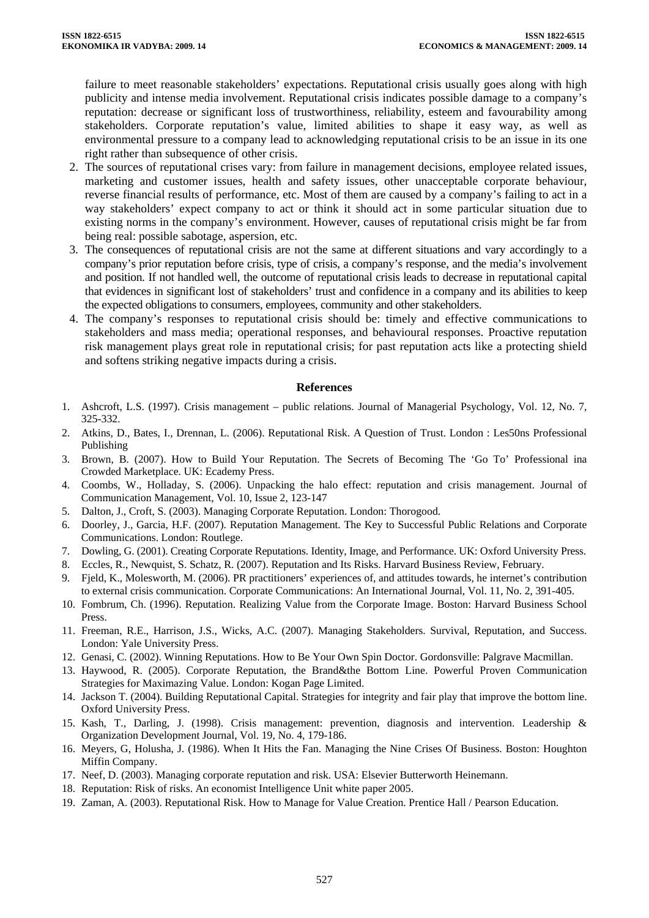failure to meet reasonable stakeholders' expectations. Reputational crisis usually goes along with high publicity and intense media involvement. Reputational crisis indicates possible damage to a company's reputation: decrease or significant loss of trustworthiness, reliability, esteem and favourability among stakeholders. Corporate reputation's value, limited abilities to shape it easy way, as well as environmental pressure to a company lead to acknowledging reputational crisis to be an issue in its one right rather than subsequence of other crisis.

2. The sources of reputational crises vary: from failure in management decisions, employee related issues, marketing and customer issues, health and safety issues, other unacceptable corporate behaviour, reverse financial results of performance, etc. Most of them are caused by a company's failing to act in a way stakeholders' expect company to act or think it should act in some particular situation due to existing norms in the company's environment. However, causes of reputational crisis might be far from being real: possible sabotage, aspersion, etc.
3. The consequences of reputational crisis are not the same at different situations and vary accordingly to a company's prior reputation before crisis, type of crisis, a company's response, and the media's involvement and position. If not handled well, the outcome of reputational crisis leads to decrease in reputational capital that evidences in significant lost of stakeholders' trust and confidence in a company and its abilities to keep the expected obligations to consumers, employees, community and other stakeholders.
4. The company's responses to reputational crisis should be: timely and effective communications to stakeholders and mass media; operational responses, and behavioural responses. Proactive reputation risk management plays great role in reputational crisis; for past reputation acts like a protecting shield and softens striking negative impacts during a crisis.

## References

1. Ashcroft, L.S. (1997). Crisis management – public relations. Journal of Managerial Psychology, Vol. 12, No. 7, 325-332.
2. Atkins, D., Bates, I., Drennan, L. (2006). Reputational Risk. A Question of Trust. London : Les50ns Professional Publishing
3. Brown, B. (2007). How to Build Your Reputation. The Secrets of Becoming The 'Go To' Professional ina Crowded Marketplace. UK: Ecademy Press.
4. Coombs, W., Holladay, S. (2006). Unpacking the halo effect: reputation and crisis management. Journal of Communication Management, Vol. 10, Issue 2, 123-147
5. Dalton, J., Croft, S. (2003). Managing Corporate Reputation. London: Thorogood.
6. Doorley, J., Garcia, H.F. (2007). Reputation Management. The Key to Successful Public Relations and Corporate Communications. London: Routlege.
7. Dowling, G. (2001). Creating Corporate Reputations. Identity, Image, and Performance. UK: Oxford University Press.
8. Eccles, R., Newquist, S. Schatz, R. (2007). Reputation and Its Risks. Harvard Business Review, February.
9. Fjeld, K., Molesworth, M. (2006). PR practitioners' experiences of, and attitudes towards, he internet's contribution to external crisis communication. Corporate Communications: An International Journal, Vol. 11, No. 2, 391-405.
10. Fombrum, Ch. (1996). Reputation. Realizing Value from the Corporate Image. Boston: Harvard Business School Press.
11. Freeman, R.E., Harrison, J.S., Wicks, A.C. (2007). Managing Stakeholders. Survival, Reputation, and Success. London: Yale University Press.
12. Genasi, C. (2002). Winning Reputations. How to Be Your Own Spin Doctor. Gordonsville: Palgrave Macmillan.
13. Haywood, R. (2005). Corporate Reputation, the Brand&the Bottom Line. Powerful Proven Communication Strategies for Maximazing Value. London: Kogan Page Limited.
14. Jackson T. (2004). Building Reputational Capital. Strategies for integrity and fair play that improve the bottom line. Oxford University Press.
15. Kash, T., Darling, J. (1998). Crisis management: prevention, diagnosis and intervention. Leadership & Organization Development Journal, Vol. 19, No. 4, 179-186.
16. Meyers, G, Holusha, J. (1986). When It Hits the Fan. Managing the Nine Crises Of Business. Boston: Houghton Miffin Company.
17. Neef, D. (2003). Managing corporate reputation and risk. USA: Elsevier Butterworth Heinemann.
18. Reputation: Risk of risks. An economist Intelligence Unit white paper 2005.
19. Zaman, A. (2003). Reputational Risk. How to Manage for Value Creation. Prentice Hall / Pearson Education.